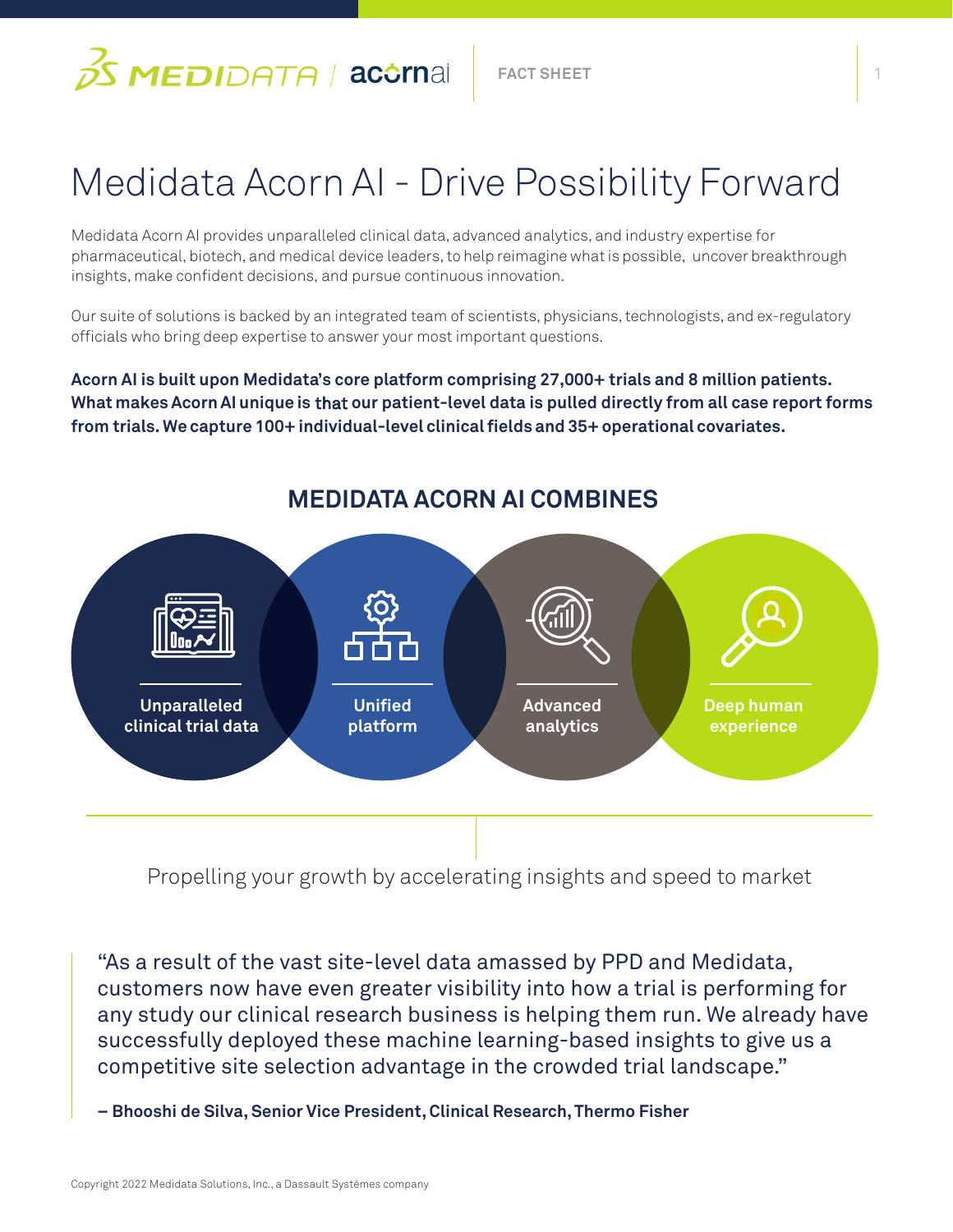# Medidata Acorn AI - Drive Possibility Forward

Medidata Acorn AI provides unparalleled clinical data, advanced analytics, and industry expertise for pharmaceutical, biotech, and medical device leaders, to help reimagine what is possible, uncover breakthrough insights, make confident decisions, and pursue continuous innovation.

Our suite of solutions is backed by an integrated team of scientists, physicians, technologists, and ex-regulatory officials who bring deep expertise to answer your most important questions.

**Acorn AI is built upon Medidata's core platform comprising 27,000+ trials and 8 million patients. What makes Acorn AI unique is that our patient-level data is pulled directly from all case report forms from trials. We capture 100+ individual-level clinical fields and 35+ operational covariates.**

## MEDIDATA ACORN AI COMBINES

- **Unparalleled clinical trial data**
- **Unified platform**
- **Advanced analytics**
- **Deep human experience**

Propelling your growth by accelerating insights and speed to market

> "As a result of the vast site-level data amassed by PPD and Medidata, customers now have even greater visibility into how a trial is performing for any study our clinical research business is helping them run. We already have successfully deployed these machine learning-based insights to give us a competitive site selection advantage in the crowded trial landscape."
>
> **– Bhooshi de Silva, Senior Vice President, Clinical Research, Thermo Fisher**

Copyright 2022 Medidata Solutions, Inc., a Dassault Systèmes company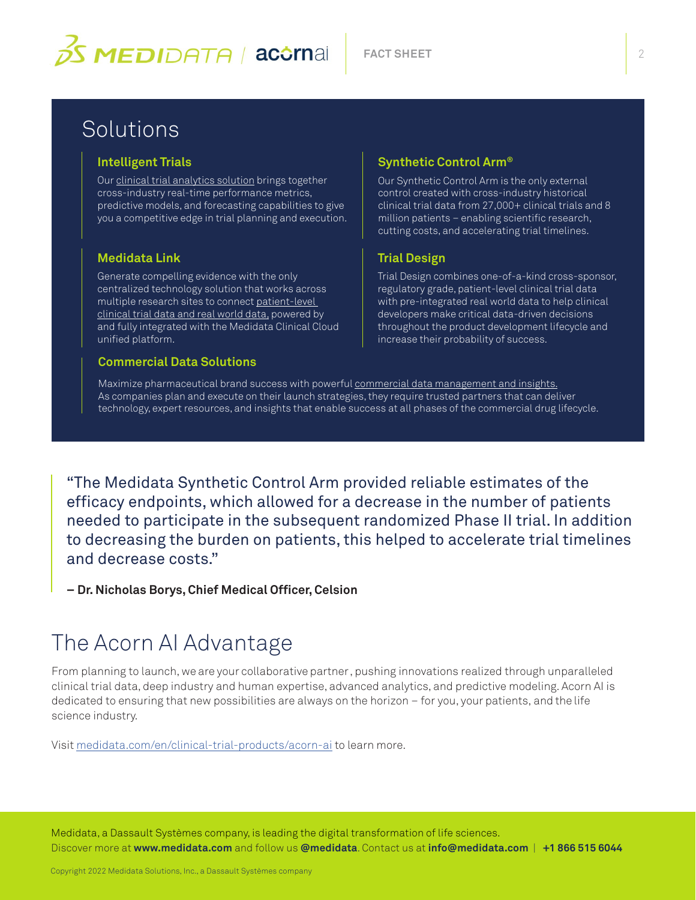## Solutions

### Intelligent Trials

Our clinical trial analytics solution brings together cross-industry real-time performance metrics, predictive models, and forecasting capabilities to give you a competitive edge in trial planning and execution.

### Synthetic Control Arm®

Our Synthetic Control Arm is the only external control created with cross-industry historical clinical trial data from 27,000+ clinical trials and 8 million patients – enabling scientific research, cutting costs, and accelerating trial timelines.

### Medidata Link

Generate compelling evidence with the only centralized technology solution that works across multiple research sites to connect patient-level clinical trial data and real world data, powered by and fully integrated with the Medidata Clinical Cloud unified platform.

### Trial Design

Trial Design combines one-of-a-kind cross-sponsor, regulatory grade, patient-level clinical trial data with pre-integrated real world data to help clinical developers make critical data-driven decisions throughout the product development lifecycle and increase their probability of success.

### Commercial Data Solutions

Maximize pharmaceutical brand success with powerful commercial data management and insights. As companies plan and execute on their launch strategies, they require trusted partners that can deliver technology, expert resources, and insights that enable success at all phases of the commercial drug lifecycle.

> "The Medidata Synthetic Control Arm provided reliable estimates of the efficacy endpoints, which allowed for a decrease in the number of patients needed to participate in the subsequent randomized Phase II trial. In addition to decreasing the burden on patients, this helped to accelerate trial timelines and decrease costs."
>
> **– Dr. Nicholas Borys, Chief Medical Officer, Celsion**

## The Acorn AI Advantage

From planning to launch, we are your collaborative partner , pushing innovations realized through unparalleled clinical trial data, deep industry and human expertise, advanced analytics, and predictive modeling. Acorn AI is dedicated to ensuring that new possibilities are always on the horizon – for you, your patients, and the life science industry.

Visit medidata.com/en/clinical-trial-products/acorn-ai to learn more.

Medidata, a Dassault Systèmes company, is leading the digital transformation of life sciences.
Discover more at **www.medidata.com** and follow us **@medidata**. Contact us at **info@medidata.com** | **+1 866 515 6044**

Copyright 2022 Medidata Solutions, Inc., a Dassault Systèmes company